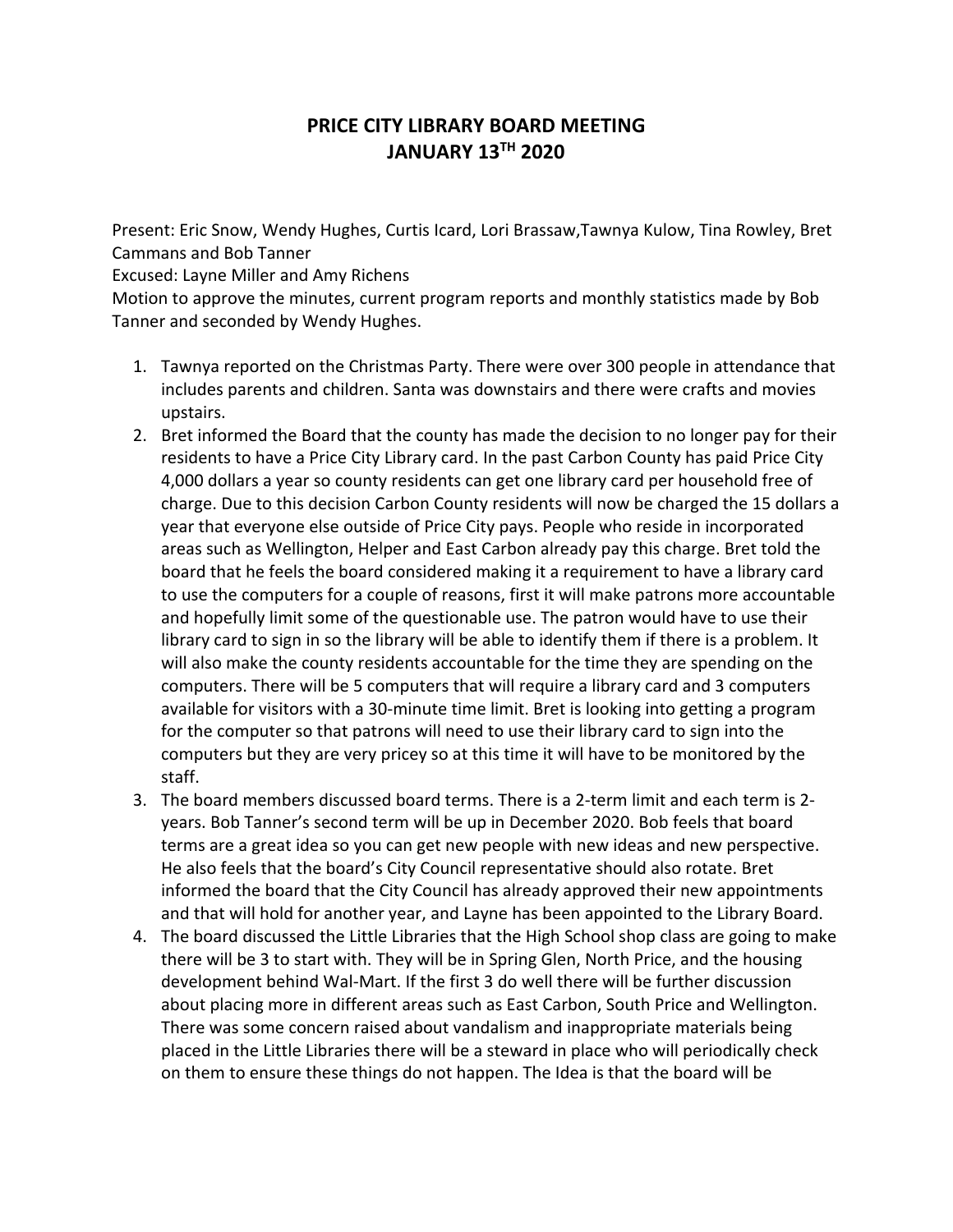# PRICE CITY LIBRARY BOARD MEETING
# JANUARY 13TH 2020

Present: Eric Snow, Wendy Hughes, Curtis Icard, Lori Brassaw,Tawnya Kulow, Tina Rowley, Bret Cammans and Bob Tanner
Excused: Layne Miller and Amy Richens
Motion to approve the minutes, current program reports and monthly statistics made by Bob Tanner and seconded by Wendy Hughes.

1. Tawnya reported on the Christmas Party. There were over 300 people in attendance that includes parents and children. Santa was downstairs and there were crafts and movies upstairs.
2. Bret informed the Board that the county has made the decision to no longer pay for their residents to have a Price City Library card. In the past Carbon County has paid Price City 4,000 dollars a year so county residents can get one library card per household free of charge. Due to this decision Carbon County residents will now be charged the 15 dollars a year that everyone else outside of Price City pays. People who reside in incorporated areas such as Wellington, Helper and East Carbon already pay this charge. Bret told the board that he feels the board considered making it a requirement to have a library card to use the computers for a couple of reasons, first it will make patrons more accountable and hopefully limit some of the questionable use. The patron would have to use their library card to sign in so the library will be able to identify them if there is a problem. It will also make the county residents accountable for the time they are spending on the computers. There will be 5 computers that will require a library card and 3 computers available for visitors with a 30-minute time limit. Bret is looking into getting a program for the computer so that patrons will need to use their library card to sign into the computers but they are very pricey so at this time it will have to be monitored by the staff.
3. The board members discussed board terms. There is a 2-term limit and each term is 2-years. Bob Tanner's second term will be up in December 2020. Bob feels that board terms are a great idea so you can get new people with new ideas and new perspective. He also feels that the board's City Council representative should also rotate. Bret informed the board that the City Council has already approved their new appointments and that will hold for another year, and Layne has been appointed to the Library Board.
4. The board discussed the Little Libraries that the High School shop class are going to make there will be 3 to start with. They will be in Spring Glen, North Price, and the housing development behind Wal-Mart. If the first 3 do well there will be further discussion about placing more in different areas such as East Carbon, South Price and Wellington. There was some concern raised about vandalism and inappropriate materials being placed in the Little Libraries there will be a steward in place who will periodically check on them to ensure these things do not happen. The Idea is that the board will be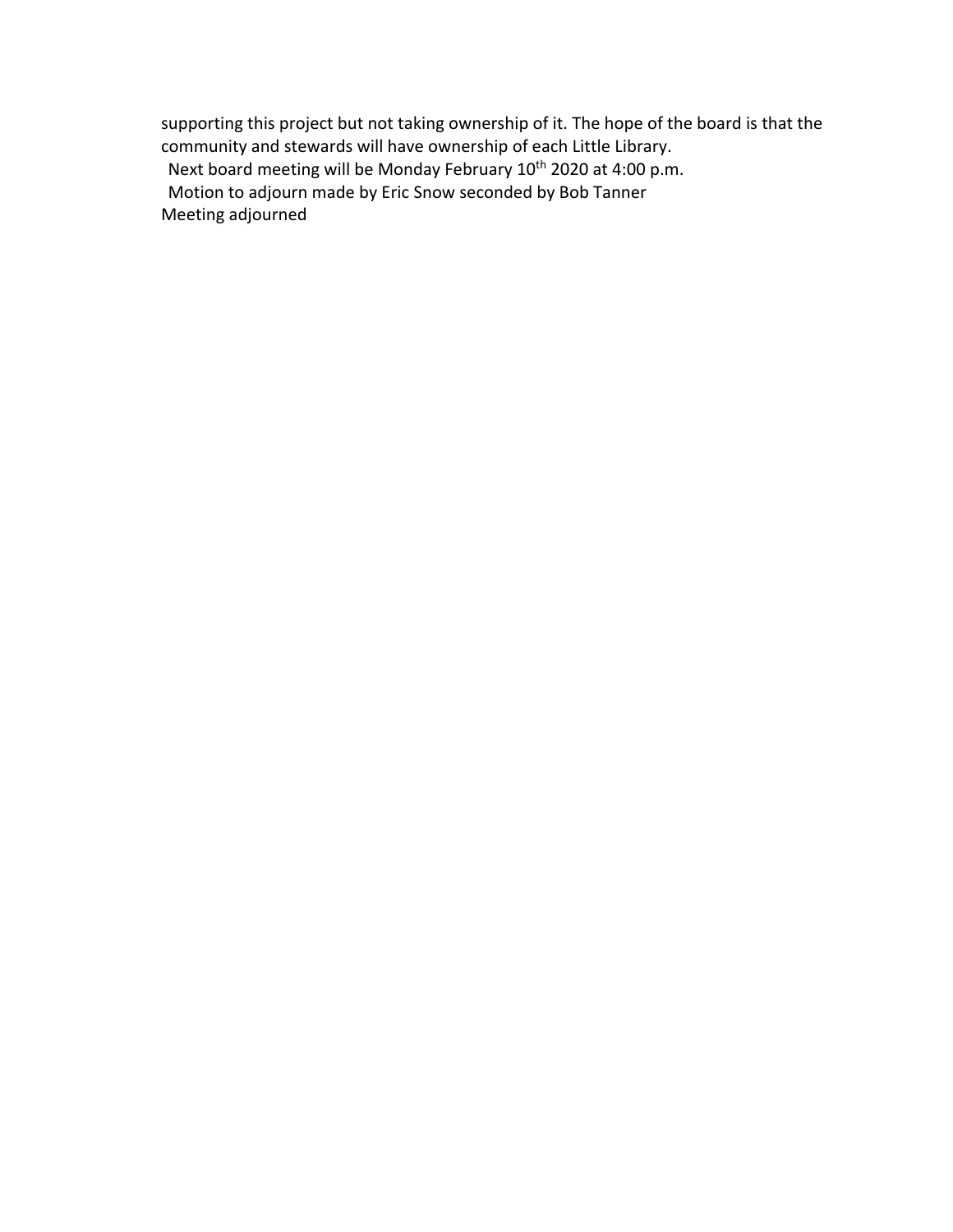supporting this project but not taking ownership of it. The hope of the board is that the community and stewards will have ownership of each Little Library.

Next board meeting will be Monday February 10th 2020 at 4:00 p.m.

Motion to adjourn made by Eric Snow seconded by Bob Tanner

Meeting adjourned